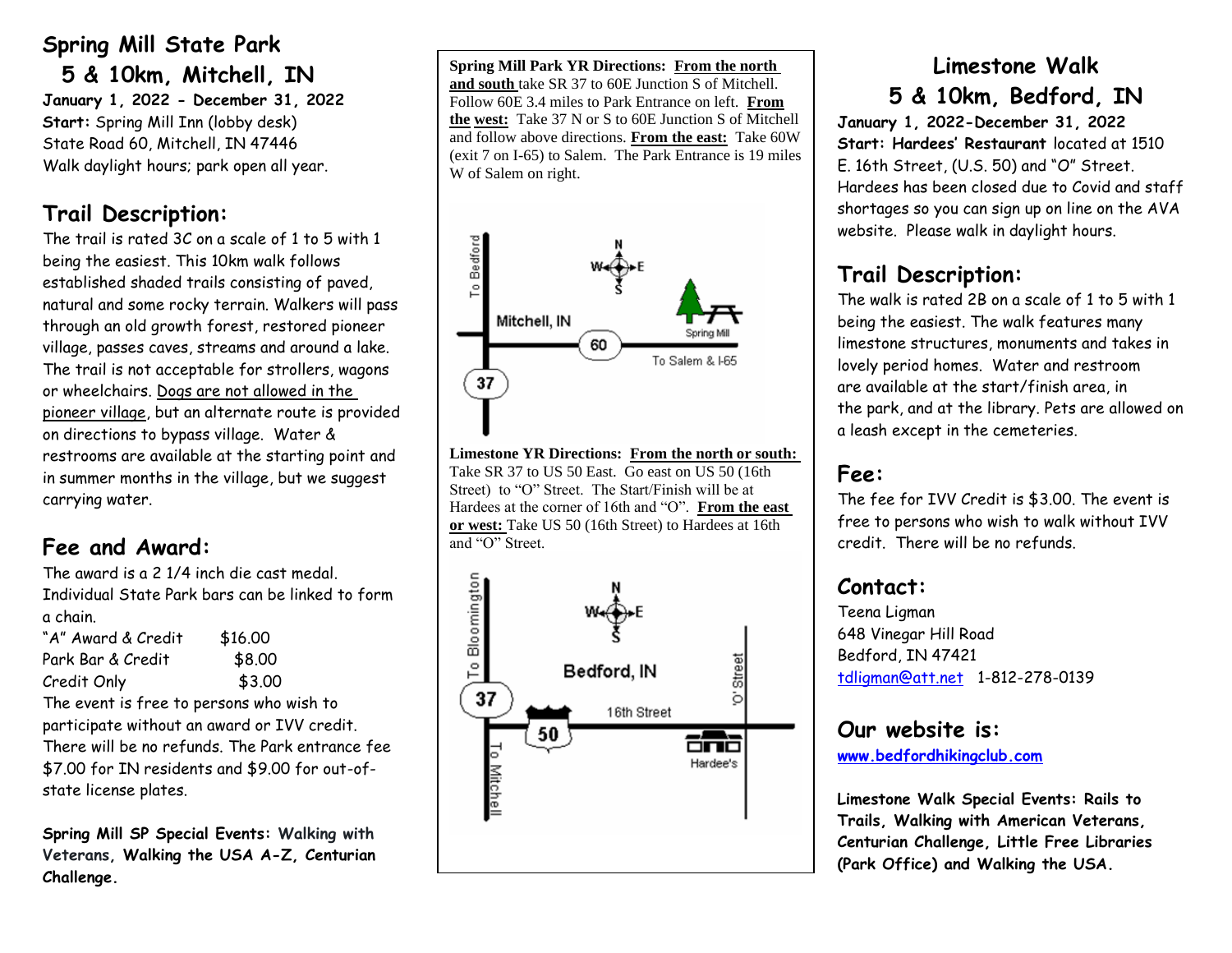# Spring Mill State Park
## 5 & 10km, Mitchell, IN

**January 1, 2022 - December 31, 2022**
**Start:** Spring Mill Inn (lobby desk)
State Road 60, Mitchell, IN 47446
Walk daylight hours; park open all year.

## Trail Description:

The trail is rated 3C on a scale of 1 to 5 with 1 being the easiest. This 10km walk follows established shaded trails consisting of paved, natural and some rocky terrain. Walkers will pass through an old growth forest, restored pioneer village, passes caves, streams and around a lake. The trail is not acceptable for strollers, wagons or wheelchairs. Dogs are not allowed in the pioneer village, but an alternate route is provided on directions to bypass village. Water & restrooms are available at the starting point and in summer months in the village, but we suggest carrying water.

## Fee and Award:

The award is a 2 1/4 inch die cast medal. Individual State Park bars can be linked to form a chain.

| | |
|---|---|
| "A" Award & Credit | $16.00 |
| Park Bar & Credit | $8.00 |
| Credit Only | $3.00 |

The event is free to persons who wish to participate without an award or IVV credit. There will be no refunds. The Park entrance fee $7.00 for IN residents and $9.00 for out-of-state license plates.

**Spring Mill SP Special Events: Walking with Veterans, Walking the USA A-Z, Centurian Challenge.**

**Spring Mill Park YR Directions: From the north and south** take SR 37 to 60E Junction S of Mitchell. Follow 60E 3.4 miles to Park Entrance on left. **From the west:** Take 37 N or S to 60E Junction S of Mitchell and follow above directions. **From the east:** Take 60W (exit 7 on I-65) to Salem. The Park Entrance is 19 miles W of Salem on right.

To Bedford | Mitchell, IN | 60 | 37 | Spring Mill | To Salem & I-65 | N S E W

**Limestone YR Directions: From the north or south:** Take SR 37 to US 50 East. Go east on US 50 (16th Street) to "O" Street. The Start/Finish will be at Hardees at the corner of 16th and "O". **From the east or west:** Take US 50 (16th Street) to Hardees at 16th and "O" Street.

To Bloomington | Bedford, IN | 37 | 50 | 16th Street | 'O' Street | Hardee's | To Mitchell | N S E W

# Limestone Walk
## 5 & 10km, Bedford, IN

**January 1, 2022-December 31, 2022**
**Start: Hardees' Restaurant** located at 1510 E. 16th Street, (U.S. 50) and "O" Street. Hardees has been closed due to Covid and staff shortages so you can sign up on line on the AVA website. Please walk in daylight hours.

## Trail Description:

The walk is rated 2B on a scale of 1 to 5 with 1 being the easiest. The walk features many limestone structures, monuments and takes in lovely period homes. Water and restroom are available at the start/finish area, in the park, and at the library. Pets are allowed on a leash except in the cemeteries.

## Fee:

The fee for IVV Credit is $3.00. The event is free to persons who wish to walk without IVV credit. There will be no refunds.

## Contact:

Teena Ligman
648 Vinegar Hill Road
Bedford, IN 47421
tdligman@att.net 1-812-278-0139

## Our website is:

**www.bedfordhikingclub.com**

**Limestone Walk Special Events: Rails to Trails, Walking with American Veterans, Centurian Challenge, Little Free Libraries (Park Office) and Walking the USA.**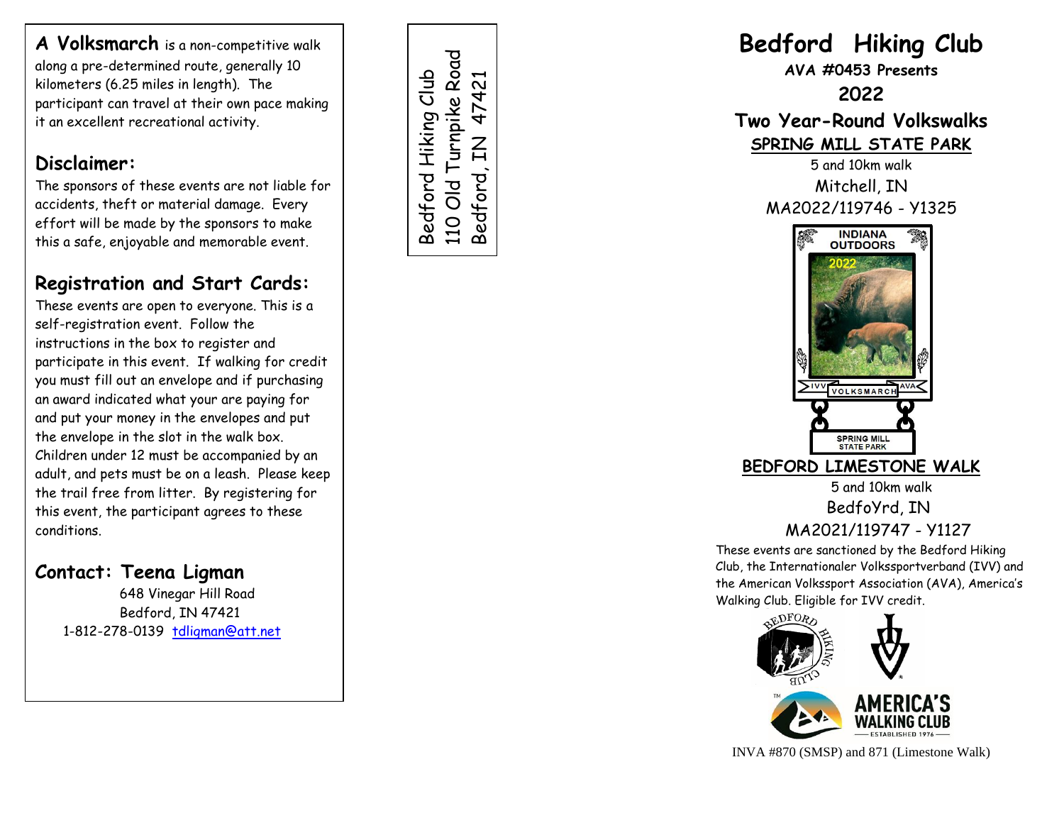**A Volksmarch** is a non-competitive walk along a pre-determined route, generally 10 kilometers (6.25 miles in length). The participant can travel at their own pace making it an excellent recreational activity.

## Disclaimer:

The sponsors of these events are not liable for accidents, theft or material damage. Every effort will be made by the sponsors to make this a safe, enjoyable and memorable event.

## Registration and Start Cards:

These events are open to everyone. This is a self-registration event. Follow the instructions in the box to register and participate in this event. If walking for credit you must fill out an envelope and if purchasing an award indicated what your are paying for and put your money in the envelopes and put the envelope in the slot in the walk box. Children under 12 must be accompanied by an adult, and pets must be on a leash. Please keep the trail free from litter. By registering for this event, the participant agrees to these conditions.

## Contact: Teena Ligman

648 Vinegar Hill Road
Bedford, IN 47421
1-812-278-0139 tdligman@att.net

Bedford Hiking Club
110 Old Turnpike Road
Bedford, IN 47421

# Bedford Hiking Club

**AVA #0453 Presents**

**2022**

**Two Year-Round Volkswalks**

**SPRING MILL STATE PARK**

5 and 10km walk

Mitchell, IN

MA2022/119746 - Y1325

INDIANA OUTDOORS
2022
IVV VOLKSMARCH AVA
SPRING MILL STATE PARK

**BEDFORD LIMESTONE WALK**

5 and 10km walk

BedfoYrd, IN

MA2021/119747 - Y1127

These events are sanctioned by the Bedford Hiking Club, the Internationaler Volkssportverband (IVV) and the American Volkssport Association (AVA), America's Walking Club. Eligible for IVV credit.

BEDFORD HIKING CLUB

AMERICA'S WALKING CLUB
ESTABLISHED 1976

INVA #870 (SMSP) and 871 (Limestone Walk)